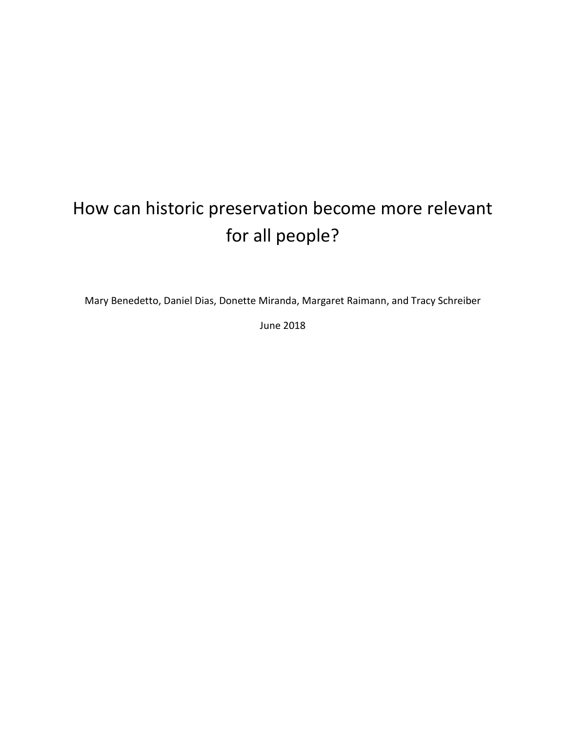# How can historic preservation become more relevant for all people?

Mary Benedetto, Daniel Dias, Donette Miranda, Margaret Raimann, and Tracy Schreiber

June 2018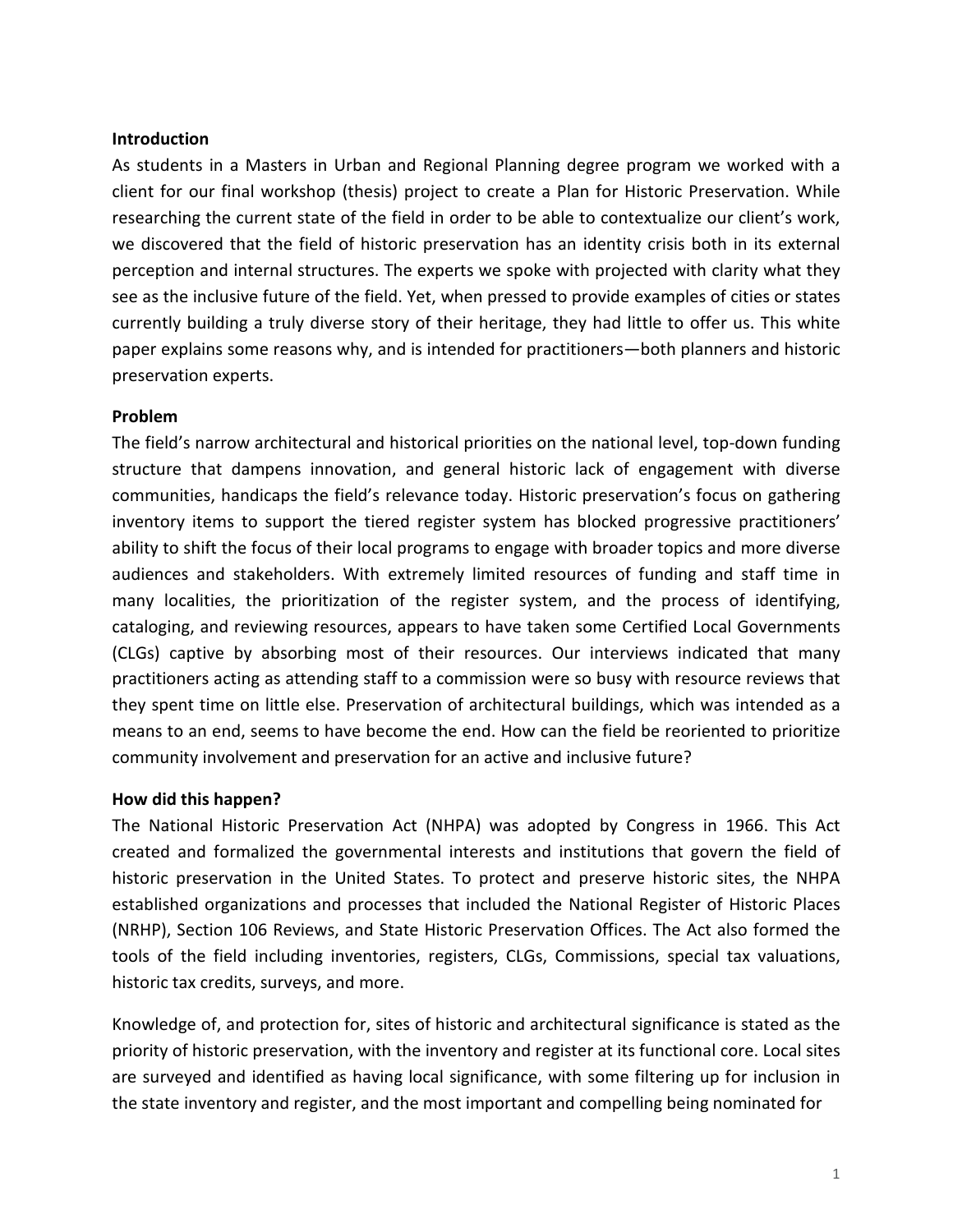**Introduction**

As students in a Masters in Urban and Regional Planning degree program we worked with a client for our final workshop (thesis) project to create a Plan for Historic Preservation. While researching the current state of the field in order to be able to contextualize our client's work, we discovered that the field of historic preservation has an identity crisis both in its external perception and internal structures. The experts we spoke with projected with clarity what they see as the inclusive future of the field. Yet, when pressed to provide examples of cities or states currently building a truly diverse story of their heritage, they had little to offer us. This white paper explains some reasons why, and is intended for practitioners—both planners and historic preservation experts.

**Problem**

The field's narrow architectural and historical priorities on the national level, top-down funding structure that dampens innovation, and general historic lack of engagement with diverse communities, handicaps the field's relevance today. Historic preservation's focus on gathering inventory items to support the tiered register system has blocked progressive practitioners' ability to shift the focus of their local programs to engage with broader topics and more diverse audiences and stakeholders. With extremely limited resources of funding and staff time in many localities, the prioritization of the register system, and the process of identifying, cataloging, and reviewing resources, appears to have taken some Certified Local Governments (CLGs) captive by absorbing most of their resources. Our interviews indicated that many practitioners acting as attending staff to a commission were so busy with resource reviews that they spent time on little else. Preservation of architectural buildings, which was intended as a means to an end, seems to have become the end. How can the field be reoriented to prioritize community involvement and preservation for an active and inclusive future?

**How did this happen?**

The National Historic Preservation Act (NHPA) was adopted by Congress in 1966. This Act created and formalized the governmental interests and institutions that govern the field of historic preservation in the United States. To protect and preserve historic sites, the NHPA established organizations and processes that included the National Register of Historic Places (NRHP), Section 106 Reviews, and State Historic Preservation Offices. The Act also formed the tools of the field including inventories, registers, CLGs, Commissions, special tax valuations, historic tax credits, surveys, and more.

Knowledge of, and protection for, sites of historic and architectural significance is stated as the priority of historic preservation, with the inventory and register at its functional core. Local sites are surveyed and identified as having local significance, with some filtering up for inclusion in the state inventory and register, and the most important and compelling being nominated for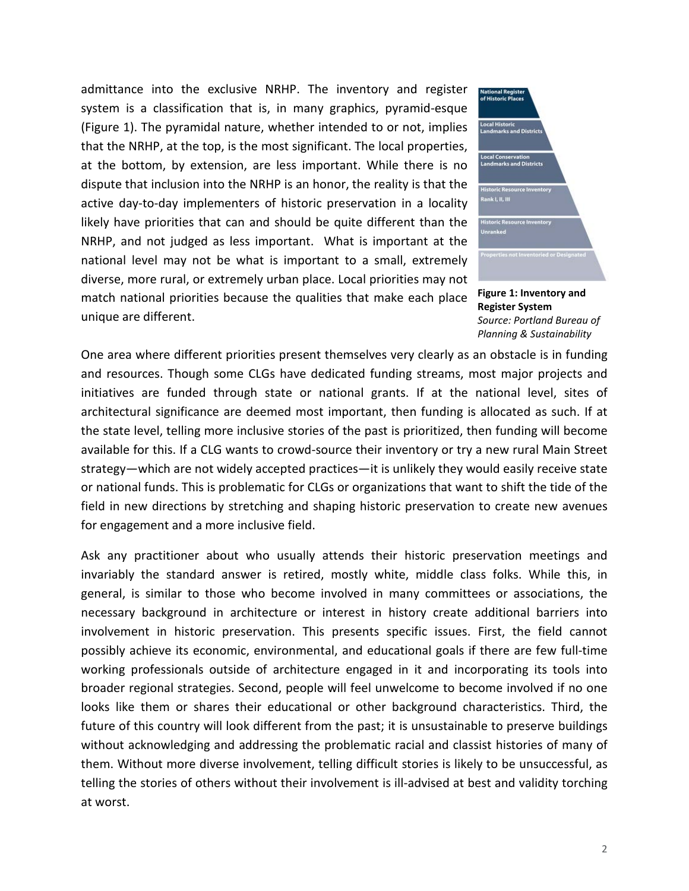admittance into the exclusive NRHP. The inventory and register system is a classification that is, in many graphics, pyramid-esque (Figure 1). The pyramidal nature, whether intended to or not, implies that the NRHP, at the top, is the most significant. The local properties, at the bottom, by extension, are less important. While there is no dispute that inclusion into the NRHP is an honor, the reality is that the active day-to-day implementers of historic preservation in a locality likely have priorities that can and should be quite different than the NRHP, and not judged as less important. What is important at the national level may not be what is important to a small, extremely diverse, more rural, or extremely urban place. Local priorities may not match national priorities because the qualities that make each place unique are different.

National Register of Historic Places
Local Historic Landmarks and Districts
Local Conservation Landmarks and Districts
Historic Resource Inventory Rank I, II, III
Historic Resource Inventory Unranked
Properties not Inventoried or Designated

**Figure 1: Inventory and Register System**
*Source: Portland Bureau of Planning & Sustainability*

One area where different priorities present themselves very clearly as an obstacle is in funding and resources. Though some CLGs have dedicated funding streams, most major projects and initiatives are funded through state or national grants. If at the national level, sites of architectural significance are deemed most important, then funding is allocated as such. If at the state level, telling more inclusive stories of the past is prioritized, then funding will become available for this. If a CLG wants to crowd-source their inventory or try a new rural Main Street strategy—which are not widely accepted practices—it is unlikely they would easily receive state or national funds. This is problematic for CLGs or organizations that want to shift the tide of the field in new directions by stretching and shaping historic preservation to create new avenues for engagement and a more inclusive field.

Ask any practitioner about who usually attends their historic preservation meetings and invariably the standard answer is retired, mostly white, middle class folks. While this, in general, is similar to those who become involved in many committees or associations, the necessary background in architecture or interest in history create additional barriers into involvement in historic preservation. This presents specific issues. First, the field cannot possibly achieve its economic, environmental, and educational goals if there are few full-time working professionals outside of architecture engaged in it and incorporating its tools into broader regional strategies. Second, people will feel unwelcome to become involved if no one looks like them or shares their educational or other background characteristics. Third, the future of this country will look different from the past; it is unsustainable to preserve buildings without acknowledging and addressing the problematic racial and classist histories of many of them. Without more diverse involvement, telling difficult stories is likely to be unsuccessful, as telling the stories of others without their involvement is ill-advised at best and validity torching at worst.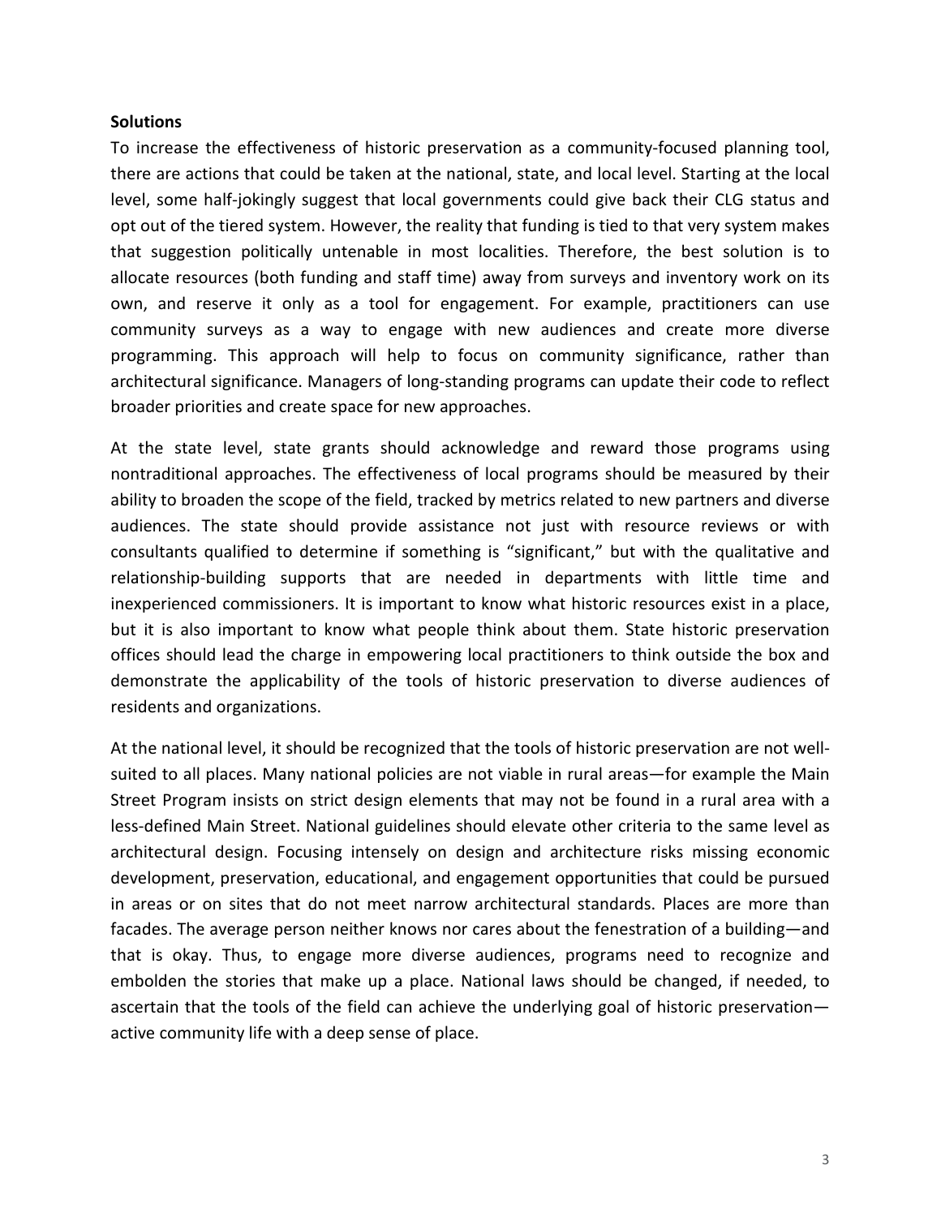**Solutions**

To increase the effectiveness of historic preservation as a community-focused planning tool, there are actions that could be taken at the national, state, and local level. Starting at the local level, some half-jokingly suggest that local governments could give back their CLG status and opt out of the tiered system. However, the reality that funding is tied to that very system makes that suggestion politically untenable in most localities. Therefore, the best solution is to allocate resources (both funding and staff time) away from surveys and inventory work on its own, and reserve it only as a tool for engagement. For example, practitioners can use community surveys as a way to engage with new audiences and create more diverse programming. This approach will help to focus on community significance, rather than architectural significance. Managers of long-standing programs can update their code to reflect broader priorities and create space for new approaches.

At the state level, state grants should acknowledge and reward those programs using nontraditional approaches. The effectiveness of local programs should be measured by their ability to broaden the scope of the field, tracked by metrics related to new partners and diverse audiences. The state should provide assistance not just with resource reviews or with consultants qualified to determine if something is "significant," but with the qualitative and relationship-building supports that are needed in departments with little time and inexperienced commissioners. It is important to know what historic resources exist in a place, but it is also important to know what people think about them. State historic preservation offices should lead the charge in empowering local practitioners to think outside the box and demonstrate the applicability of the tools of historic preservation to diverse audiences of residents and organizations.

At the national level, it should be recognized that the tools of historic preservation are not well-suited to all places. Many national policies are not viable in rural areas—for example the Main Street Program insists on strict design elements that may not be found in a rural area with a less-defined Main Street. National guidelines should elevate other criteria to the same level as architectural design. Focusing intensely on design and architecture risks missing economic development, preservation, educational, and engagement opportunities that could be pursued in areas or on sites that do not meet narrow architectural standards. Places are more than facades. The average person neither knows nor cares about the fenestration of a building—and that is okay. Thus, to engage more diverse audiences, programs need to recognize and embolden the stories that make up a place. National laws should be changed, if needed, to ascertain that the tools of the field can achieve the underlying goal of historic preservation—active community life with a deep sense of place.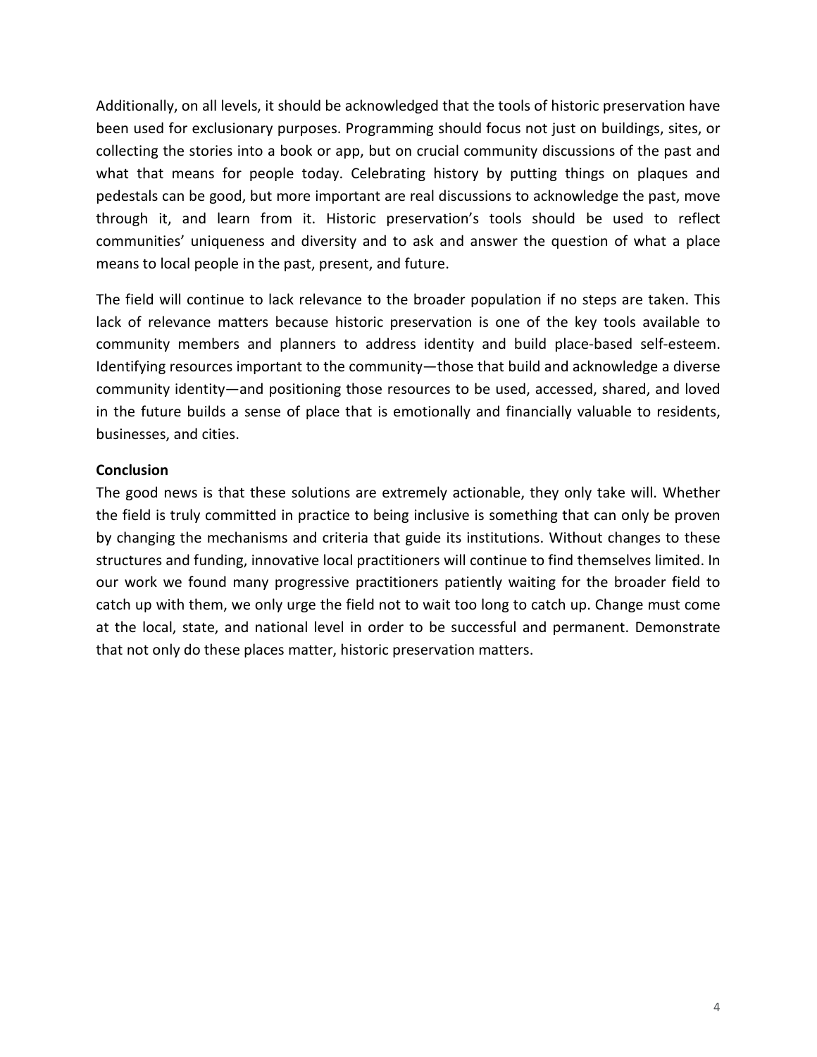Additionally, on all levels, it should be acknowledged that the tools of historic preservation have been used for exclusionary purposes. Programming should focus not just on buildings, sites, or collecting the stories into a book or app, but on crucial community discussions of the past and what that means for people today. Celebrating history by putting things on plaques and pedestals can be good, but more important are real discussions to acknowledge the past, move through it, and learn from it. Historic preservation's tools should be used to reflect communities' uniqueness and diversity and to ask and answer the question of what a place means to local people in the past, present, and future.

The field will continue to lack relevance to the broader population if no steps are taken. This lack of relevance matters because historic preservation is one of the key tools available to community members and planners to address identity and build place-based self-esteem. Identifying resources important to the community—those that build and acknowledge a diverse community identity—and positioning those resources to be used, accessed, shared, and loved in the future builds a sense of place that is emotionally and financially valuable to residents, businesses, and cities.

**Conclusion**

The good news is that these solutions are extremely actionable, they only take will. Whether the field is truly committed in practice to being inclusive is something that can only be proven by changing the mechanisms and criteria that guide its institutions. Without changes to these structures and funding, innovative local practitioners will continue to find themselves limited. In our work we found many progressive practitioners patiently waiting for the broader field to catch up with them, we only urge the field not to wait too long to catch up. Change must come at the local, state, and national level in order to be successful and permanent. Demonstrate that not only do these places matter, historic preservation matters.